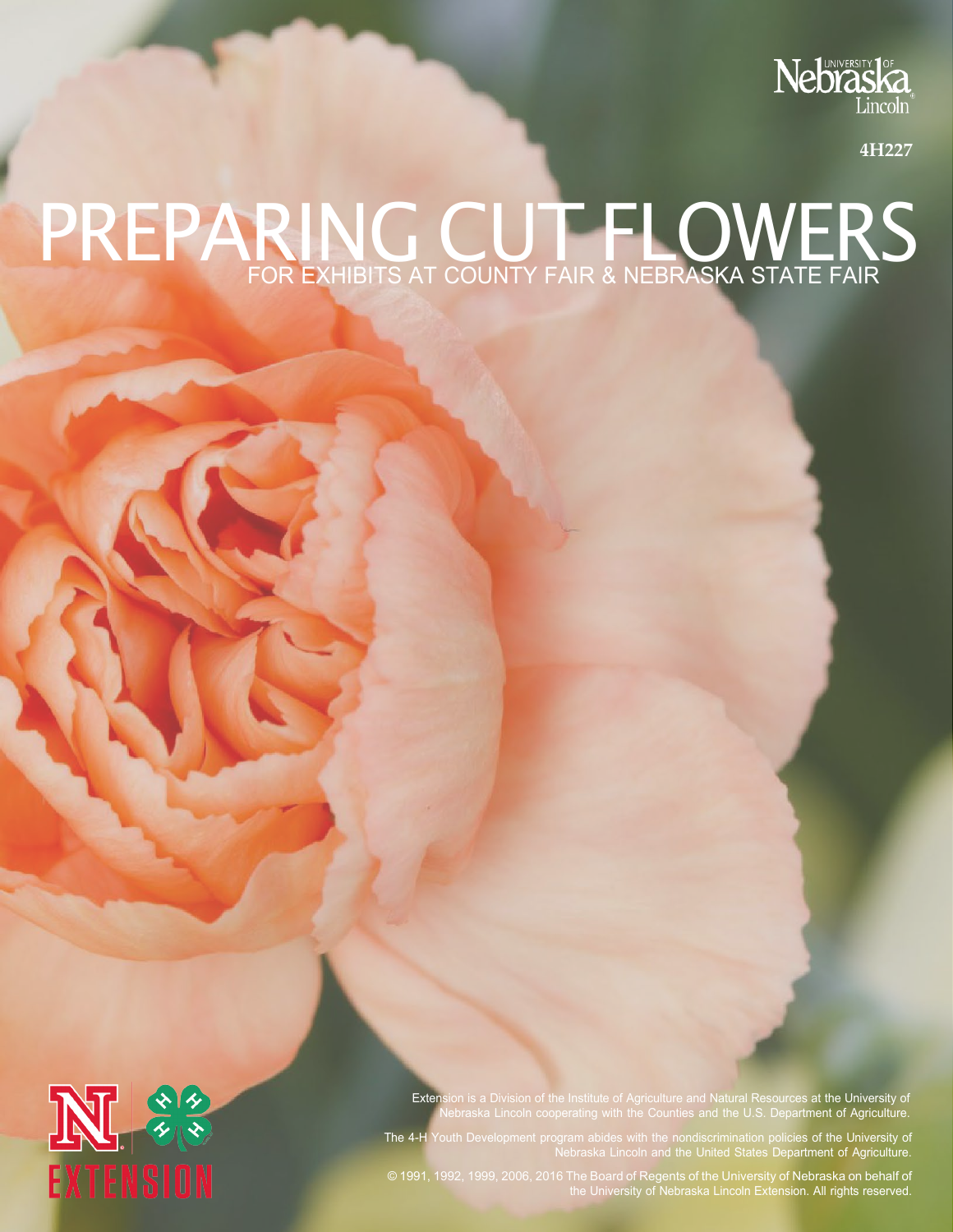Nebraska
Lincoln

4H227

# PREPARING CUT FLOWERS

## FOR EXHIBITS AT COUNTY FAIR & NEBRASKA STATE FAIR

EXTENSION

Extension is a Division of the Institute of Agriculture and Natural Resources at the University of Nebraska Lincoln cooperating with the Counties and the U.S. Department of Agriculture.

The 4-H Youth Development program abides with the nondiscrimination policies of the University of Nebraska Lincoln and the United States Department of Agriculture.

© 1991, 1992, 1999, 2006, 2016 The Board of Regents of the University of Nebraska on behalf of the University of Nebraska Lincoln Extension. All rights reserved.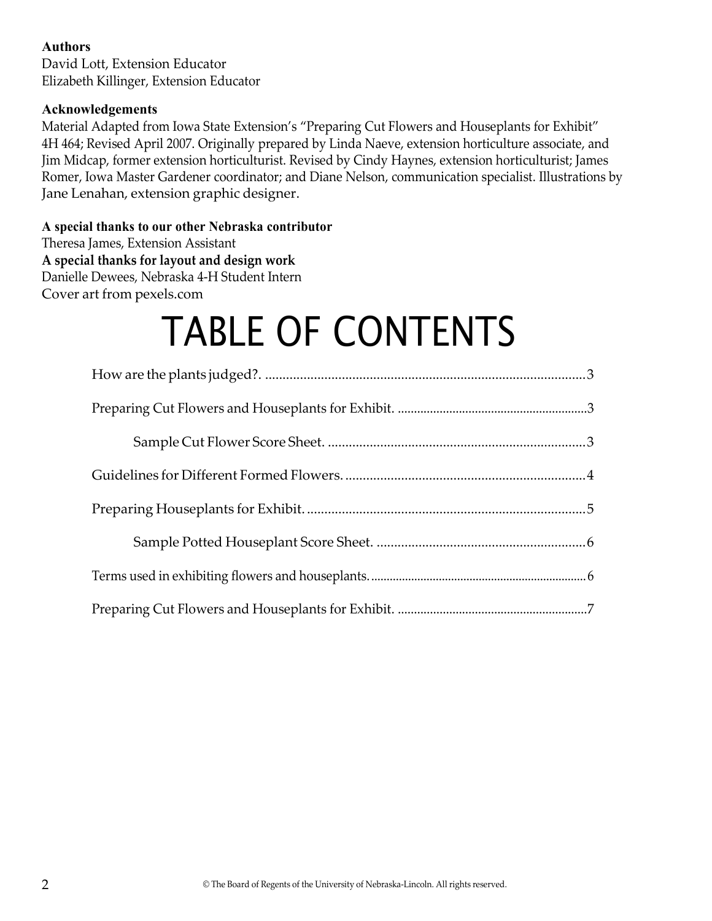**Authors**
David Lott, Extension Educator
Elizabeth Killinger, Extension Educator

**Acknowledgements**
Material Adapted from Iowa State Extension's "Preparing Cut Flowers and Houseplants for Exhibit" 4H 464; Revised April 2007. Originally prepared by Linda Naeve, extension horticulture associate, and Jim Midcap, former extension horticulturist. Revised by Cindy Haynes, extension horticulturist; James Romer, Iowa Master Gardener coordinator; and Diane Nelson, communication specialist. Illustrations by Jane Lenahan, extension graphic designer.

**A special thanks to our other Nebraska contributor**
Theresa James, Extension Assistant
**A special thanks for layout and design work**
Danielle Dewees, Nebraska 4-H Student Intern
Cover art from pexels.com

# TABLE OF CONTENTS

How are the plants judged?. ........................................ 3

Preparing Cut Flowers and Houseplants for Exhibit. ........................................ 3

    Sample Cut Flower Score Sheet. ........................................ 3

Guidelines for Different Formed Flowers. ........................................ 4

Preparing Houseplants for Exhibit. ........................................ 5

    Sample Potted Houseplant Score Sheet. ........................................ 6

Terms used in exhibiting flowers and houseplants. ........................................ 6

Preparing Cut Flowers and Houseplants for Exhibit. ........................................ 7

© The Board of Regents of the University of Nebraska-Lincoln. All rights reserved.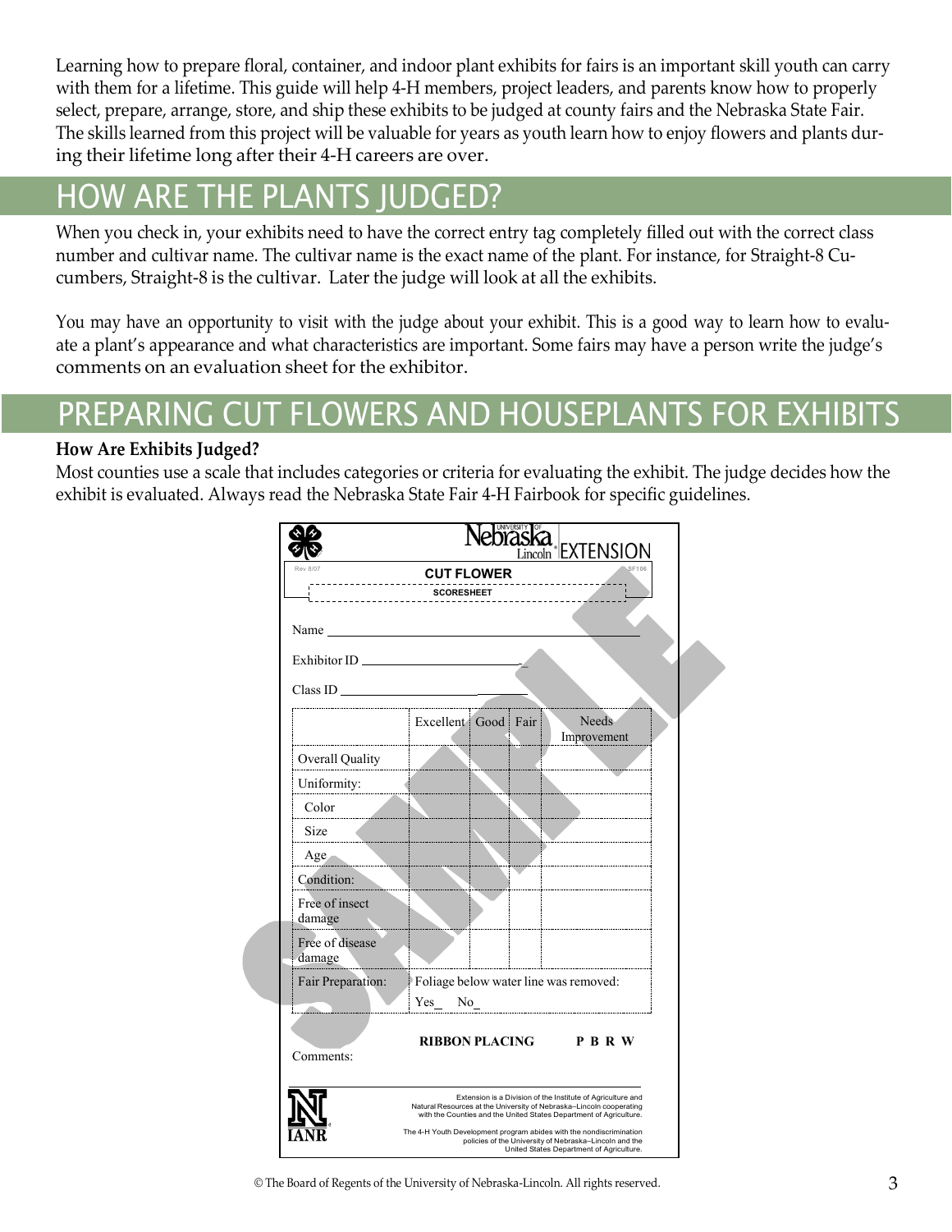Learning how to prepare floral, container, and indoor plant exhibits for fairs is an important skill youth can carry with them for a lifetime. This guide will help 4-H members, project leaders, and parents know how to properly select, prepare, arrange, store, and ship these exhibits to be judged at county fairs and the Nebraska State Fair. The skills learned from this project will be valuable for years as youth learn how to enjoy flowers and plants during their lifetime long after their 4-H careers are over.

## HOW ARE THE PLANTS JUDGED?

When you check in, your exhibits need to have the correct entry tag completely filled out with the correct class number and cultivar name. The cultivar name is the exact name of the plant. For instance, for Straight-8 Cucumbers, Straight-8 is the cultivar. Later the judge will look at all the exhibits.

You may have an opportunity to visit with the judge about your exhibit. This is a good way to learn how to evaluate a plant's appearance and what characteristics are important. Some fairs may have a person write the judge's comments on an evaluation sheet for the exhibitor.

## PREPARING CUT FLOWERS AND HOUSEPLANTS FOR EXHIBITS

### How Are Exhibits Judged?

Most counties use a scale that includes categories or criteria for evaluating the exhibit. The judge decides how the exhibit is evaluated. Always read the Nebraska State Fair 4-H Fairbook for specific guidelines.

Nebraska Lincoln EXTENSION

Rev 8/07 SF106

**CUT FLOWER**

**SCORESHEET**

Name ______________________

Exhibitor ID ______________________

Class ID ______________________

| | Excellent | Good | Fair | Needs Improvement |
|---|---|---|---|---|
| Overall Quality | | | | |
| Uniformity: | | | | |
| Color | | | | |
| Size | | | | |
| Age | | | | |
| Condition: | | | | |
| Free of insect damage | | | | |
| Free of disease damage | | | | |
| Fair Preparation: | Foliage below water line was removed: Yes_ No_ | | | |

**RIBBON PLACING** **P B R W**

Comments:

SAMPLE

Extension is a Division of the Institute of Agriculture and Natural Resources at the University of Nebraska–Lincoln cooperating with the Counties and the United States Department of Agriculture.

The 4-H Youth Development program abides with the nondiscrimination policies of the University of Nebraska–Lincoln and the United States Department of Agriculture.

IANR

© The Board of Regents of the University of Nebraska-Lincoln. All rights reserved.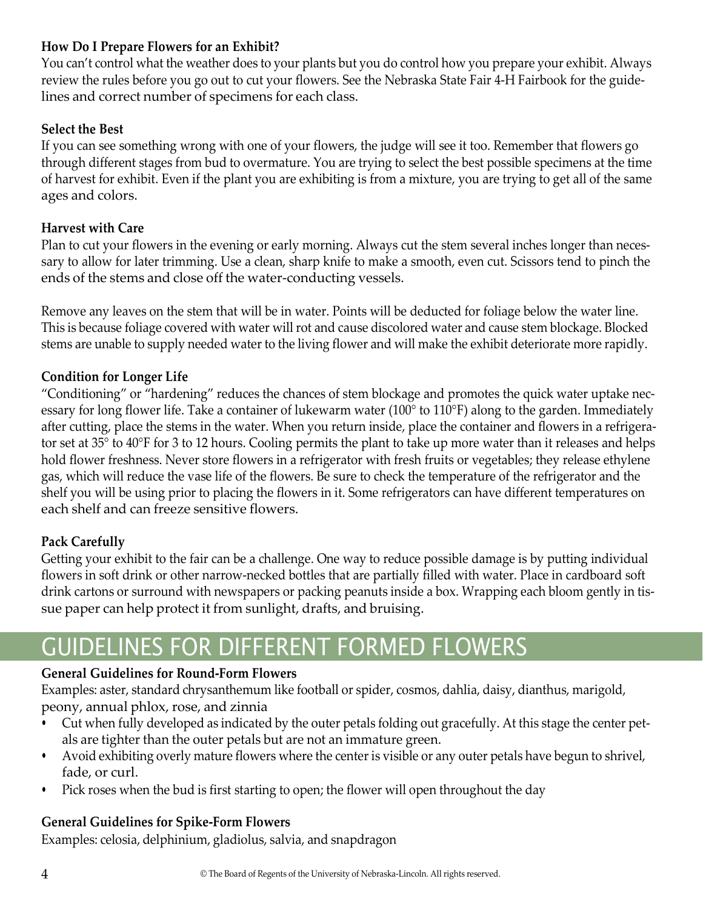### How Do I Prepare Flowers for an Exhibit?

You can't control what the weather does to your plants but you do control how you prepare your exhibit. Always review the rules before you go out to cut your flowers. See the Nebraska State Fair 4-H Fairbook for the guidelines and correct number of specimens for each class.

### Select the Best

If you can see something wrong with one of your flowers, the judge will see it too. Remember that flowers go through different stages from bud to overmature. You are trying to select the best possible specimens at the time of harvest for exhibit. Even if the plant you are exhibiting is from a mixture, you are trying to get all of the same ages and colors.

### Harvest with Care

Plan to cut your flowers in the evening or early morning. Always cut the stem several inches longer than necessary to allow for later trimming. Use a clean, sharp knife to make a smooth, even cut. Scissors tend to pinch the ends of the stems and close off the water-conducting vessels.

Remove any leaves on the stem that will be in water. Points will be deducted for foliage below the water line. This is because foliage covered with water will rot and cause discolored water and cause stem blockage. Blocked stems are unable to supply needed water to the living flower and will make the exhibit deteriorate more rapidly.

### Condition for Longer Life

"Conditioning" or "hardening" reduces the chances of stem blockage and promotes the quick water uptake necessary for long flower life. Take a container of lukewarm water (100° to 110°F) along to the garden. Immediately after cutting, place the stems in the water. When you return inside, place the container and flowers in a refrigerator set at 35° to 40°F for 3 to 12 hours. Cooling permits the plant to take up more water than it releases and helps hold flower freshness. Never store flowers in a refrigerator with fresh fruits or vegetables; they release ethylene gas, which will reduce the vase life of the flowers. Be sure to check the temperature of the refrigerator and the shelf you will be using prior to placing the flowers in it. Some refrigerators can have different temperatures on each shelf and can freeze sensitive flowers.

### Pack Carefully

Getting your exhibit to the fair can be a challenge. One way to reduce possible damage is by putting individual flowers in soft drink or other narrow-necked bottles that are partially filled with water. Place in cardboard soft drink cartons or surround with newspapers or packing peanuts inside a box. Wrapping each bloom gently in tissue paper can help protect it from sunlight, drafts, and bruising.

## GUIDELINES FOR DIFFERENT FORMED FLOWERS

### General Guidelines for Round-Form Flowers

Examples: aster, standard chrysanthemum like football or spider, cosmos, dahlia, daisy, dianthus, marigold, peony, annual phlox, rose, and zinnia

- Cut when fully developed as indicated by the outer petals folding out gracefully. At this stage the center petals are tighter than the outer petals but are not an immature green.
- Avoid exhibiting overly mature flowers where the center is visible or any outer petals have begun to shrivel, fade, or curl.
- Pick roses when the bud is first starting to open; the flower will open throughout the day

### General Guidelines for Spike-Form Flowers

Examples: celosia, delphinium, gladiolus, salvia, and snapdragon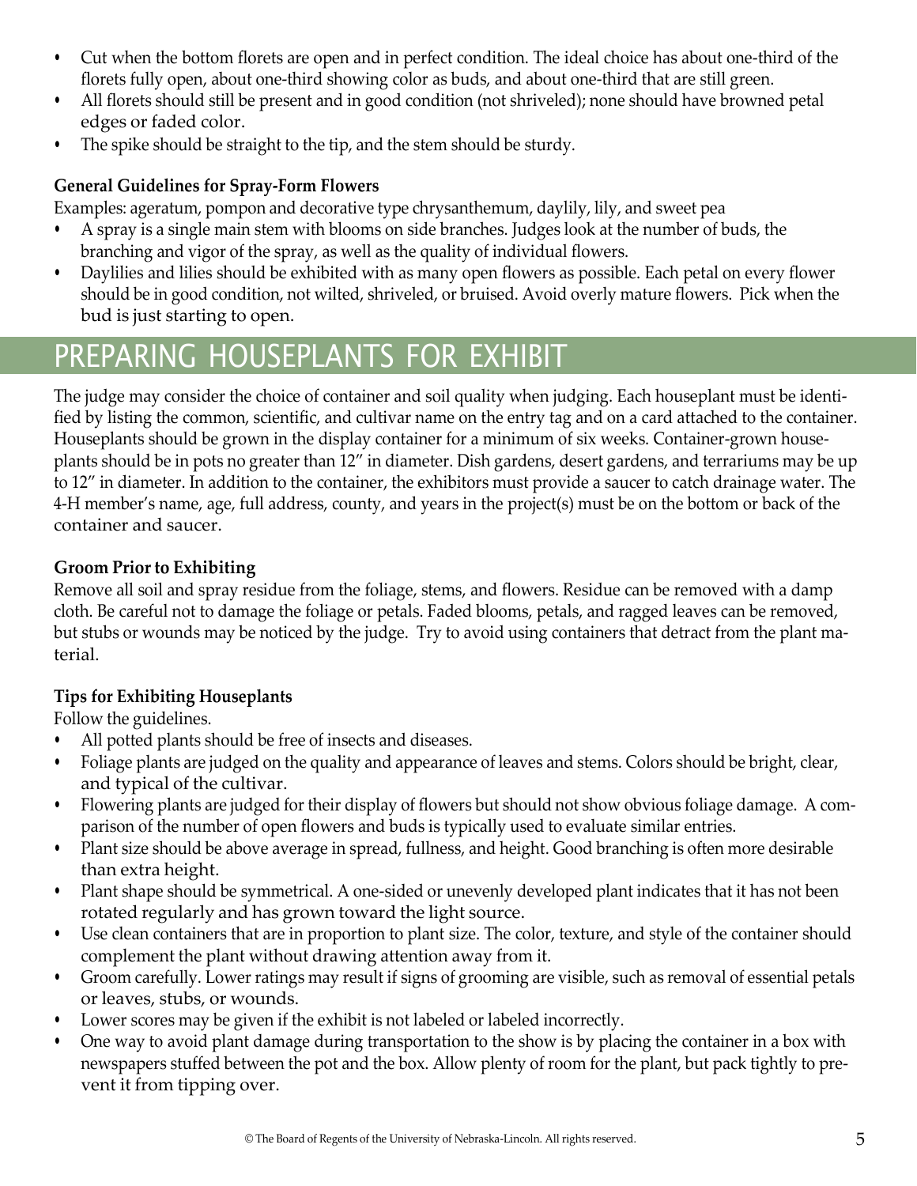- Cut when the bottom florets are open and in perfect condition. The ideal choice has about one-third of the florets fully open, about one-third showing color as buds, and about one-third that are still green.
- All florets should still be present and in good condition (not shriveled); none should have browned petal edges or faded color.
- The spike should be straight to the tip, and the stem should be sturdy.

**General Guidelines for Spray-Form Flowers**

Examples: ageratum, pompon and decorative type chrysanthemum, daylily, lily, and sweet pea

- A spray is a single main stem with blooms on side branches. Judges look at the number of buds, the branching and vigor of the spray, as well as the quality of individual flowers.
- Daylilies and lilies should be exhibited with as many open flowers as possible. Each petal on every flower should be in good condition, not wilted, shriveled, or bruised. Avoid overly mature flowers. Pick when the bud is just starting to open.

## PREPARING HOUSEPLANTS FOR EXHIBIT

The judge may consider the choice of container and soil quality when judging. Each houseplant must be identified by listing the common, scientific, and cultivar name on the entry tag and on a card attached to the container. Houseplants should be grown in the display container for a minimum of six weeks. Container-grown houseplants should be in pots no greater than 12" in diameter. Dish gardens, desert gardens, and terrariums may be up to 12" in diameter. In addition to the container, the exhibitors must provide a saucer to catch drainage water. The 4-H member's name, age, full address, county, and years in the project(s) must be on the bottom or back of the container and saucer.

**Groom Prior to Exhibiting**

Remove all soil and spray residue from the foliage, stems, and flowers. Residue can be removed with a damp cloth. Be careful not to damage the foliage or petals. Faded blooms, petals, and ragged leaves can be removed, but stubs or wounds may be noticed by the judge. Try to avoid using containers that detract from the plant material.

**Tips for Exhibiting Houseplants**

Follow the guidelines.

- All potted plants should be free of insects and diseases.
- Foliage plants are judged on the quality and appearance of leaves and stems. Colors should be bright, clear, and typical of the cultivar.
- Flowering plants are judged for their display of flowers but should not show obvious foliage damage. A comparison of the number of open flowers and buds is typically used to evaluate similar entries.
- Plant size should be above average in spread, fullness, and height. Good branching is often more desirable than extra height.
- Plant shape should be symmetrical. A one-sided or unevenly developed plant indicates that it has not been rotated regularly and has grown toward the light source.
- Use clean containers that are in proportion to plant size. The color, texture, and style of the container should complement the plant without drawing attention away from it.
- Groom carefully. Lower ratings may result if signs of grooming are visible, such as removal of essential petals or leaves, stubs, or wounds.
- Lower scores may be given if the exhibit is not labeled or labeled incorrectly.
- One way to avoid plant damage during transportation to the show is by placing the container in a box with newspapers stuffed between the pot and the box. Allow plenty of room for the plant, but pack tightly to prevent it from tipping over.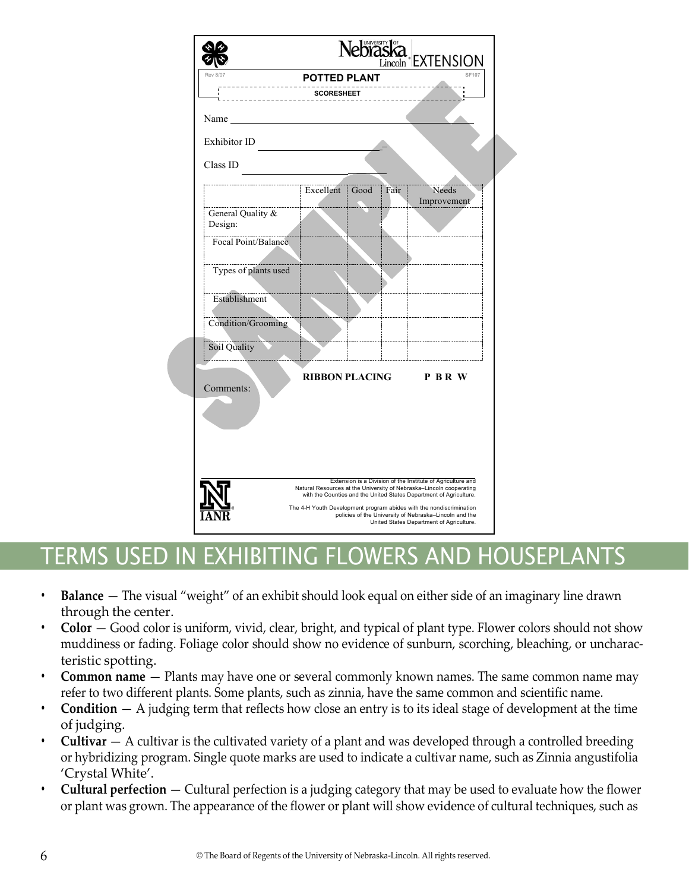Rev 8/07

**POTTED PLANT**

SF107

**SCORESHEET**

Name ______________________________

Exhibitor ID ______________________

Class ID __________________________

| | Excellent | Good | Fair | Needs Improvement |
|---|---|---|---|---|
| General Quality & Design: | | | | |
| Focal Point/Balance | | | | |
| Types of plants used | | | | |
| Establishment | | | | |
| Condition/Grooming | | | | |
| Soil Quality | | | | |

**RIBBON PLACING** **P B R W**

Comments:

Extension is a Division of the Institute of Agriculture and Natural Resources at the University of Nebraska–Lincoln cooperating with the Counties and the United States Department of Agriculture.

The 4-H Youth Development program abides with the nondiscrimination policies of the University of Nebraska–Lincoln and the United States Department of Agriculture.

SAMPLE

# TERMS USED IN EXHIBITING FLOWERS AND HOUSEPLANTS

- **Balance** — The visual "weight" of an exhibit should look equal on either side of an imaginary line drawn through the center.
- **Color** — Good color is uniform, vivid, clear, bright, and typical of plant type. Flower colors should not show muddiness or fading. Foliage color should show no evidence of sunburn, scorching, bleaching, or uncharacteristic spotting.
- **Common name** — Plants may have one or several commonly known names. The same common name may refer to two different plants. Some plants, such as zinnia, have the same common and scientific name.
- **Condition** — A judging term that reflects how close an entry is to its ideal stage of development at the time of judging.
- **Cultivar** — A cultivar is the cultivated variety of a plant and was developed through a controlled breeding or hybridizing program. Single quote marks are used to indicate a cultivar name, such as Zinnia angustifolia 'Crystal White'.
- **Cultural perfection** — Cultural perfection is a judging category that may be used to evaluate how the flower or plant was grown. The appearance of the flower or plant will show evidence of cultural techniques, such as

© The Board of Regents of the University of Nebraska-Lincoln. All rights reserved.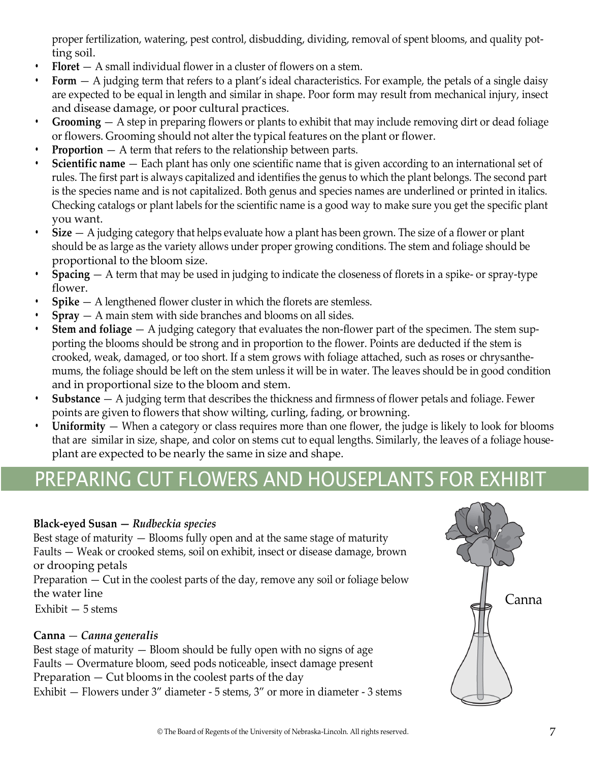proper fertilization, watering, pest control, disbudding, dividing, removal of spent blooms, and quality potting soil.

- **Floret** — A small individual flower in a cluster of flowers on a stem.
- **Form** — A judging term that refers to a plant's ideal characteristics. For example, the petals of a single daisy are expected to be equal in length and similar in shape. Poor form may result from mechanical injury, insect and disease damage, or poor cultural practices.
- **Grooming** — A step in preparing flowers or plants to exhibit that may include removing dirt or dead foliage or flowers. Grooming should not alter the typical features on the plant or flower.
- **Proportion** — A term that refers to the relationship between parts.
- **Scientific name** — Each plant has only one scientific name that is given according to an international set of rules. The first part is always capitalized and identifies the genus to which the plant belongs. The second part is the species name and is not capitalized. Both genus and species names are underlined or printed in italics. Checking catalogs or plant labels for the scientific name is a good way to make sure you get the specific plant you want.
- **Size** — A judging category that helps evaluate how a plant has been grown. The size of a flower or plant should be as large as the variety allows under proper growing conditions. The stem and foliage should be proportional to the bloom size.
- **Spacing** — A term that may be used in judging to indicate the closeness of florets in a spike- or spray-type flower.
- **Spike** — A lengthened flower cluster in which the florets are stemless.
- **Spray** — A main stem with side branches and blooms on all sides.
- **Stem and foliage** — A judging category that evaluates the non-flower part of the specimen. The stem supporting the blooms should be strong and in proportion to the flower. Points are deducted if the stem is crooked, weak, damaged, or too short. If a stem grows with foliage attached, such as roses or chrysanthemums, the foliage should be left on the stem unless it will be in water. The leaves should be in good condition and in proportional size to the bloom and stem.
- **Substance** — A judging term that describes the thickness and firmness of flower petals and foliage. Fewer points are given to flowers that show wilting, curling, fading, or browning.
- **Uniformity** — When a category or class requires more than one flower, the judge is likely to look for blooms that are similar in size, shape, and color on stems cut to equal lengths. Similarly, the leaves of a foliage houseplant are expected to be nearly the same in size and shape.

## PREPARING CUT FLOWERS AND HOUSEPLANTS FOR EXHIBIT

**Black-eyed Susan —** ***Rudbeckia species***

Best stage of maturity — Blooms fully open and at the same stage of maturity

Faults — Weak or crooked stems, soil on exhibit, insect or disease damage, brown or drooping petals

Preparation — Cut in the coolest parts of the day, remove any soil or foliage below the water line

Exhibit — 5 stems

**Canna** — ***Canna generalis***

Best stage of maturity — Bloom should be fully open with no signs of age

Faults — Overmature bloom, seed pods noticeable, insect damage present

Preparation — Cut blooms in the coolest parts of the day

Exhibit — Flowers under 3" diameter - 5 stems, 3" or more in diameter - 3 stems

Canna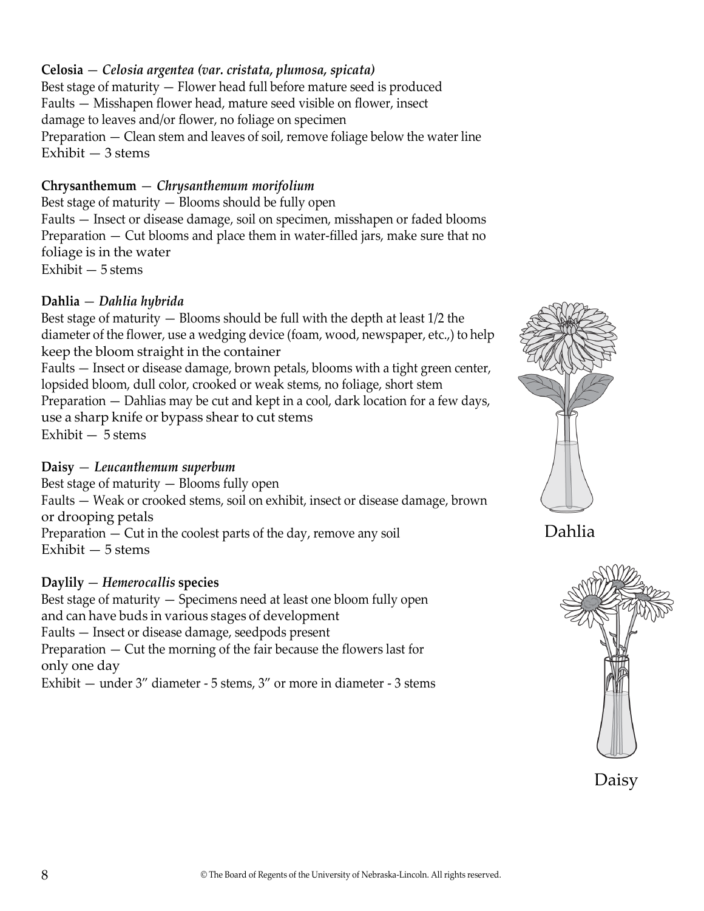**Celosia** — ***Celosia argentea (var. cristata, plumosa, spicata)***
Best stage of maturity — Flower head full before mature seed is produced
Faults — Misshapen flower head, mature seed visible on flower, insect damage to leaves and/or flower, no foliage on specimen
Preparation — Clean stem and leaves of soil, remove foliage below the water line
Exhibit — 3 stems

**Chrysanthemum** — *Chrysanthemum morifolium*
Best stage of maturity — Blooms should be fully open
Faults — Insect or disease damage, soil on specimen, misshapen or faded blooms
Preparation — Cut blooms and place them in water-filled jars, make sure that no foliage is in the water
Exhibit — 5 stems

**Dahlia** — *Dahlia hybrida*
Best stage of maturity — Blooms should be full with the depth at least 1/2 the diameter of the flower, use a wedging device (foam, wood, newspaper, etc.,) to help keep the bloom straight in the container
Faults — Insect or disease damage, brown petals, blooms with a tight green center, lopsided bloom, dull color, crooked or weak stems, no foliage, short stem
Preparation — Dahlias may be cut and kept in a cool, dark location for a few days, use a sharp knife or bypass shear to cut stems
Exhibit — 5 stems

Dahlia

**Daisy** — *Leucanthemum superbum*
Best stage of maturity — Blooms fully open
Faults — Weak or crooked stems, soil on exhibit, insect or disease damage, brown or drooping petals
Preparation — Cut in the coolest parts of the day, remove any soil
Exhibit — 5 stems

Daisy

**Daylily** — ***Hemerocallis* species**
Best stage of maturity — Specimens need at least one bloom fully open and can have buds in various stages of development
Faults — Insect or disease damage, seedpods present
Preparation — Cut the morning of the fair because the flowers last for only one day
Exhibit — under 3" diameter - 5 stems, 3" or more in diameter - 3 stems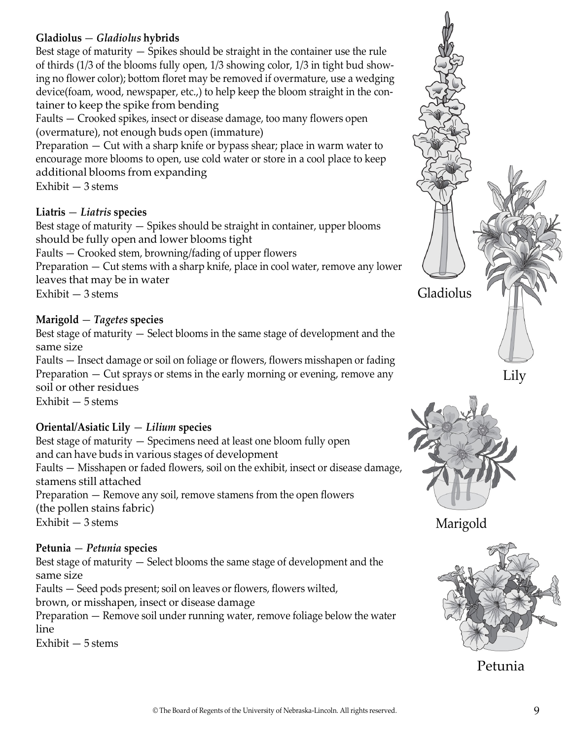**Gladiolus** — ***Gladiolus*** **hybrids**

Best stage of maturity — Spikes should be straight in the container use the rule of thirds (1/3 of the blooms fully open, 1/3 showing color, 1/3 in tight bud showing no flower color); bottom floret may be removed if overmature, use a wedging device(foam, wood, newspaper, etc.,) to help keep the bloom straight in the container to keep the spike from bending

Faults — Crooked spikes, insect or disease damage, too many flowers open (overmature), not enough buds open (immature)

Preparation — Cut with a sharp knife or bypass shear; place in warm water to encourage more blooms to open, use cold water or store in a cool place to keep additional blooms from expanding

Exhibit — 3 stems

**Liatris** — ***Liatris*** **species**

Best stage of maturity — Spikes should be straight in container, upper blooms should be fully open and lower blooms tight

Faults — Crooked stem, browning/fading of upper flowers

Preparation — Cut stems with a sharp knife, place in cool water, remove any lower leaves that may be in water

Exhibit — 3 stems

**Marigold** — ***Tagetes*** **species**

Best stage of maturity — Select blooms in the same stage of development and the same size

Faults — Insect damage or soil on foliage or flowers, flowers misshapen or fading

Preparation — Cut sprays or stems in the early morning or evening, remove any soil or other residues

Exhibit — 5 stems

**Oriental/Asiatic Lily** — ***Lilium*** **species**

Best stage of maturity — Specimens need at least one bloom fully open and can have buds in various stages of development

Faults — Misshapen or faded flowers, soil on the exhibit, insect or disease damage, stamens still attached

Preparation — Remove any soil, remove stamens from the open flowers (the pollen stains fabric)

Exhibit — 3 stems

**Petunia** — ***Petunia*** **species**

Best stage of maturity — Select blooms the same stage of development and the same size

Faults — Seed pods present; soil on leaves or flowers, flowers wilted, brown, or misshapen, insect or disease damage

Preparation — Remove soil under running water, remove foliage below the water line

Exhibit — 5 stems

Gladiolus

Lily

Marigold

Petunia

© The Board of Regents of the University of Nebraska-Lincoln. All rights reserved.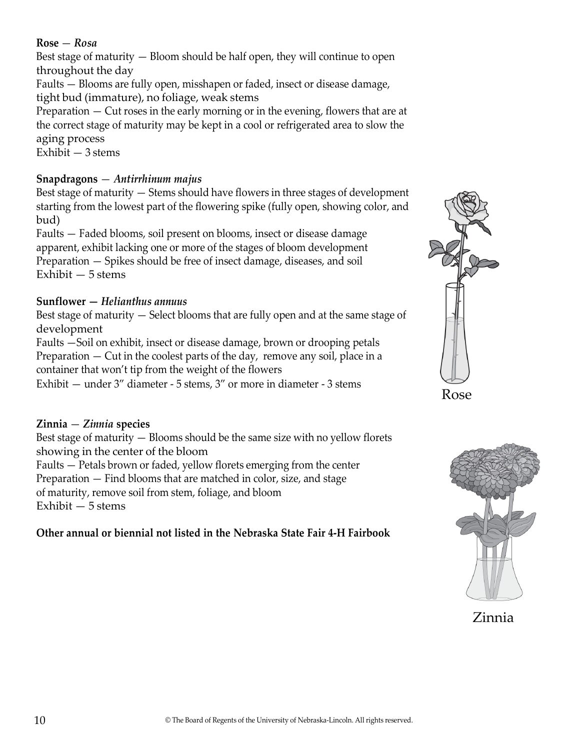**Rose** — *Rosa*
Best stage of maturity — Bloom should be half open, they will continue to open throughout the day
Faults — Blooms are fully open, misshapen or faded, insect or disease damage, tight bud (immature), no foliage, weak stems
Preparation — Cut roses in the early morning or in the evening, flowers that are at the correct stage of maturity may be kept in a cool or refrigerated area to slow the aging process
Exhibit — 3 stems

**Snapdragons** — *Antirrhinum majus*
Best stage of maturity — Stems should have flowers in three stages of development starting from the lowest part of the flowering spike (fully open, showing color, and bud)
Faults — Faded blooms, soil present on blooms, insect or disease damage apparent, exhibit lacking one or more of the stages of bloom development
Preparation — Spikes should be free of insect damage, diseases, and soil
Exhibit — 5 stems

**Sunflower —** ***Helianthus annuus***
Best stage of maturity — Select blooms that are fully open and at the same stage of development
Faults —Soil on exhibit, insect or disease damage, brown or drooping petals
Preparation — Cut in the coolest parts of the day, remove any soil, place in a container that won't tip from the weight of the flowers
Exhibit — under 3" diameter - 5 stems, 3" or more in diameter - 3 stems

Rose

**Zinnia** — ***Zinnia*** **species**
Best stage of maturity — Blooms should be the same size with no yellow florets showing in the center of the bloom
Faults — Petals brown or faded, yellow florets emerging from the center
Preparation — Find blooms that are matched in color, size, and stage of maturity, remove soil from stem, foliage, and bloom
Exhibit — 5 stems

**Other annual or biennial not listed in the Nebraska State Fair 4-H Fairbook**

Zinnia

© The Board of Regents of the University of Nebraska-Lincoln. All rights reserved.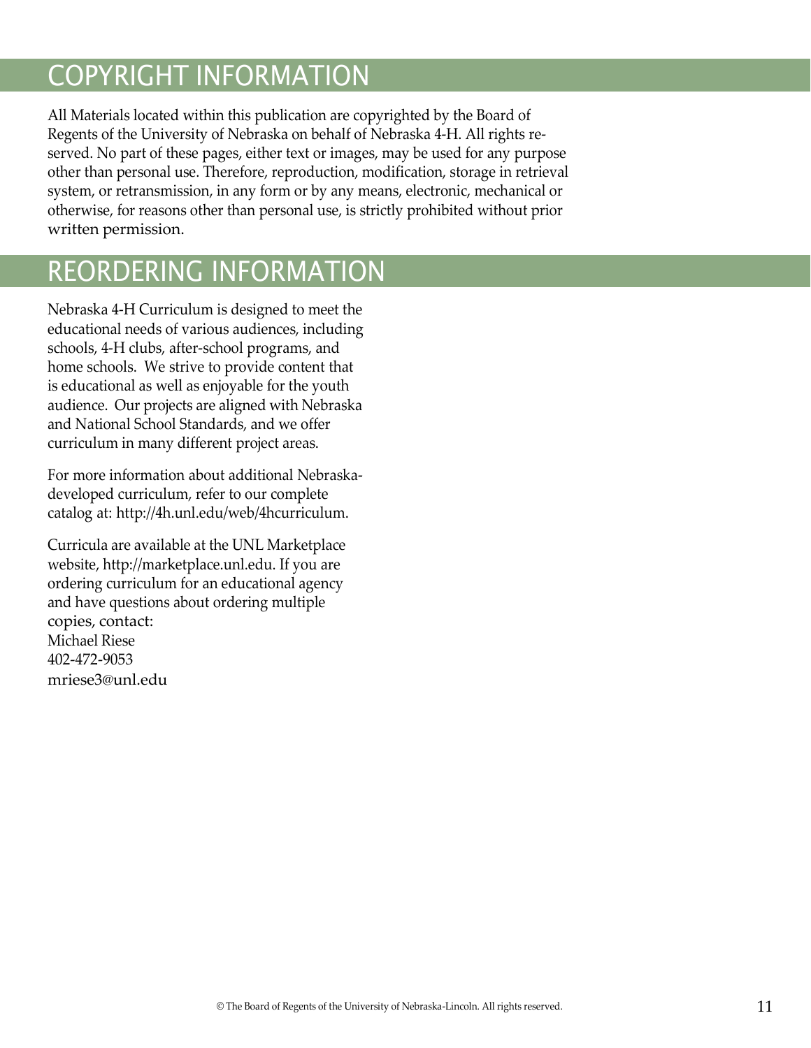# COPYRIGHT INFORMATION

All Materials located within this publication are copyrighted by the Board of Regents of the University of Nebraska on behalf of Nebraska 4-H. All rights reserved. No part of these pages, either text or images, may be used for any purpose other than personal use. Therefore, reproduction, modification, storage in retrieval system, or retransmission, in any form or by any means, electronic, mechanical or otherwise, for reasons other than personal use, is strictly prohibited without prior written permission.

# REORDERING INFORMATION

Nebraska 4-H Curriculum is designed to meet the educational needs of various audiences, including schools, 4-H clubs, after-school programs, and home schools. We strive to provide content that is educational as well as enjoyable for the youth audience. Our projects are aligned with Nebraska and National School Standards, and we offer curriculum in many different project areas.

For more information about additional Nebraska-developed curriculum, refer to our complete catalog at: http://4h.unl.edu/web/4hcurriculum.

Curricula are available at the UNL Marketplace website, http://marketplace.unl.edu. If you are ordering curriculum for an educational agency and have questions about ordering multiple copies, contact:
Michael Riese
402-472-9053
mriese3@unl.edu

© The Board of Regents of the University of Nebraska-Lincoln. All rights reserved.